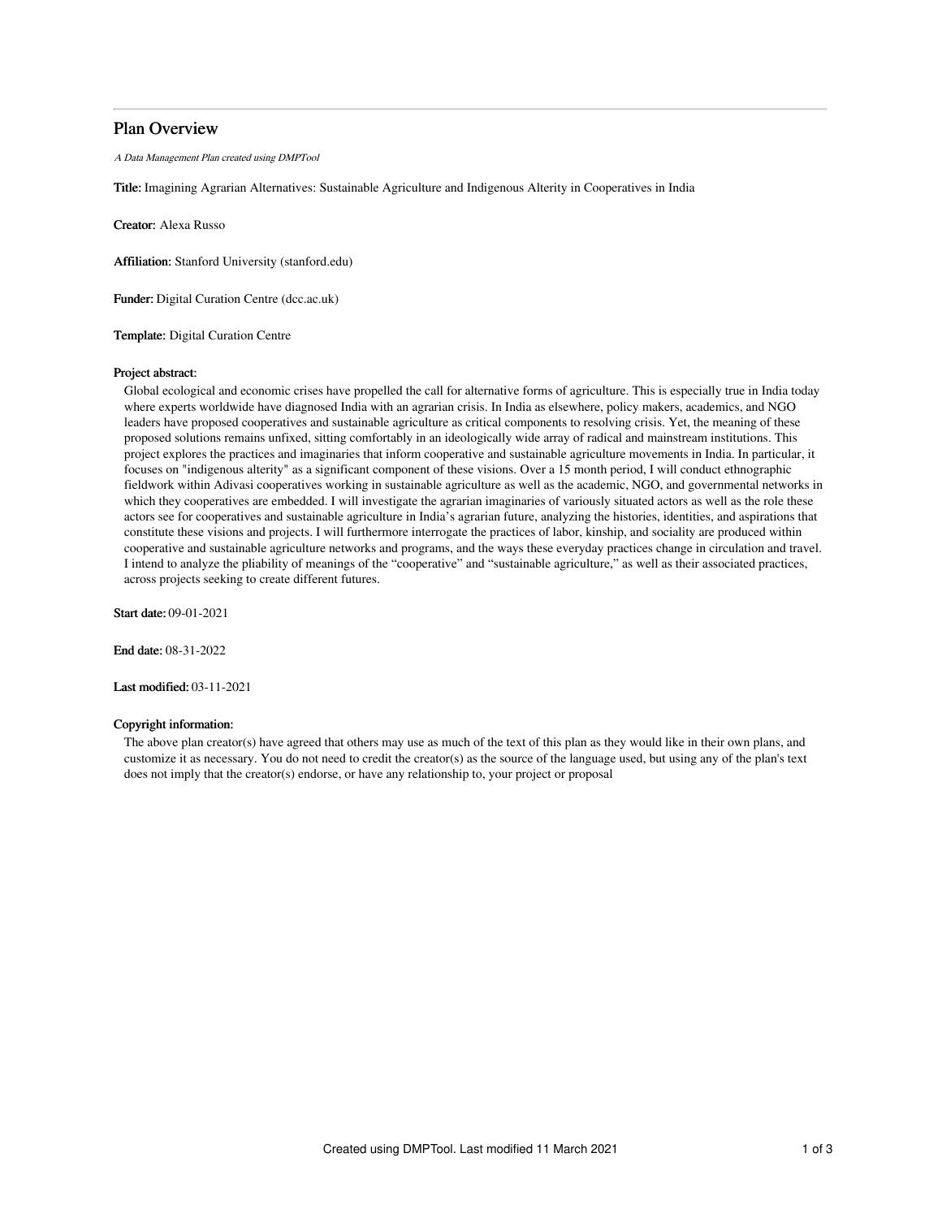# Plan Overview

*A Data Management Plan created using DMPTool*

**Title:** Imagining Agrarian Alternatives: Sustainable Agriculture and Indigenous Alterity in Cooperatives in India

**Creator:** Alexa Russo

**Affiliation:** Stanford University (stanford.edu)

**Funder:** Digital Curation Centre (dcc.ac.uk)

**Template:** Digital Curation Centre

**Project abstract:**

Global ecological and economic crises have propelled the call for alternative forms of agriculture. This is especially true in India today where experts worldwide have diagnosed India with an agrarian crisis. In India as elsewhere, policy makers, academics, and NGO leaders have proposed cooperatives and sustainable agriculture as critical components to resolving crisis. Yet, the meaning of these proposed solutions remains unfixed, sitting comfortably in an ideologically wide array of radical and mainstream institutions. This project explores the practices and imaginaries that inform cooperative and sustainable agriculture movements in India. In particular, it focuses on "indigenous alterity" as a significant component of these visions. Over a 15 month period, I will conduct ethnographic fieldwork within Adivasi cooperatives working in sustainable agriculture as well as the academic, NGO, and governmental networks in which they cooperatives are embedded. I will investigate the agrarian imaginaries of variously situated actors as well as the role these actors see for cooperatives and sustainable agriculture in India's agrarian future, analyzing the histories, identities, and aspirations that constitute these visions and projects. I will furthermore interrogate the practices of labor, kinship, and sociality are produced within cooperative and sustainable agriculture networks and programs, and the ways these everyday practices change in circulation and travel. I intend to analyze the pliability of meanings of the "cooperative" and "sustainable agriculture," as well as their associated practices, across projects seeking to create different futures.

**Start date:** 09-01-2021

**End date:** 08-31-2022

**Last modified:** 03-11-2021

**Copyright information:**

The above plan creator(s) have agreed that others may use as much of the text of this plan as they would like in their own plans, and customize it as necessary. You do not need to credit the creator(s) as the source of the language used, but using any of the plan's text does not imply that the creator(s) endorse, or have any relationship to, your project or proposal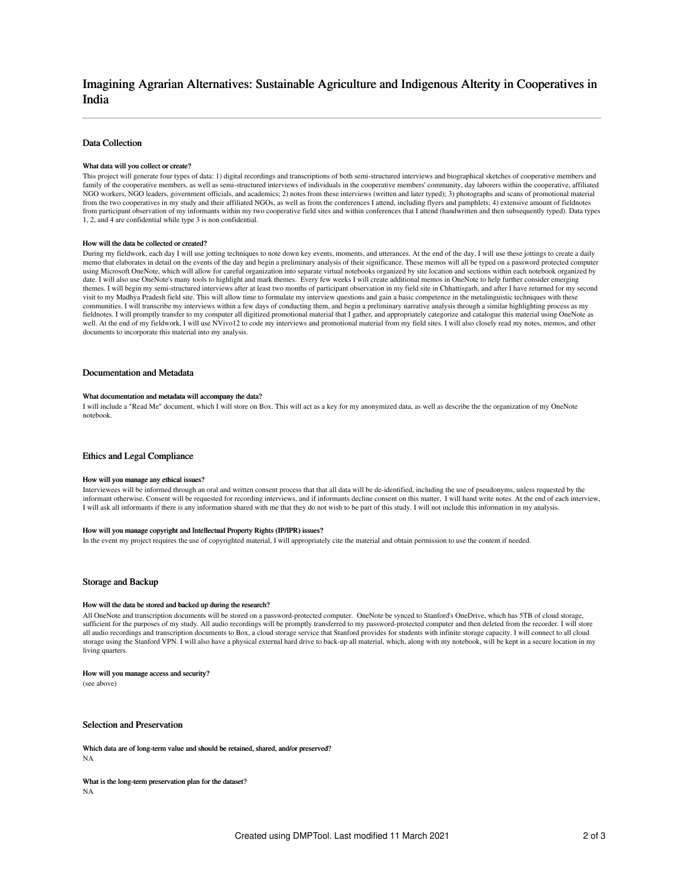# Imagining Agrarian Alternatives: Sustainable Agriculture and Indigenous Alterity in Cooperatives in India

## Data Collection

#### What data will you collect or create?

This project will generate four types of data: 1) digital recordings and transcriptions of both semi-structured interviews and biographical sketches of cooperative members and family of the cooperative members, as well as semi-structured interviews of individuals in the cooperative members' community, day laborers within the cooperative, affiliated NGO workers, NGO leaders, government officials, and academics; 2) notes from these interviews (written and later typed); 3) photographs and scans of promotional material from the two cooperatives in my study and their affiliated NGOs, as well as from the conferences I attend, including flyers and pamphlets; 4) extensive amount of fieldnotes from participant observation of my informants within my two cooperative field sites and within conferences that I attend (handwritten and then subsequently typed). Data types 1, 2, and 4 are confidential while type 3 is non confidential.

#### How will the data be collected or created?

During my fieldwork, each day I will use jotting techniques to note down key events, moments, and utterances. At the end of the day, I will use these jottings to create a daily memo that elaborates in detail on the events of the day and begin a preliminary analysis of their significance. These memos will all be typed on a password protected computer using Microsoft OneNote, which will allow for careful organization into separate virtual notebooks organized by site location and sections within each notebook organized by date. I will also use OneNote's many tools to highlight and mark themes. Every few weeks I will create additional memos in OneNote to help further consider emerging themes. I will begin my semi-structured interviews after at least two months of participant observation in my field site in Chhattisgarh, and after I have returned for my second visit to my Madhya Pradesh field site. This will allow time to formulate my interview questions and gain a basic competence in the metalinguistic techniques with these communities. I will transcribe my interviews within a few days of conducting them, and begin a preliminary narrative analysis through a similar highlighting process as my fieldnotes. I will promptly transfer to my computer all digitized promotional material that I gather, and appropriately categorize and catalogue this material using OneNote as well. At the end of my fieldwork, I will use NVivo12 to code my interviews and promotional material from my field sites. I will also closely read my notes, memos, and other documents to incorporate this material into my analysis.

## Documentation and Metadata

#### What documentation and metadata will accompany the data?

I will include a "Read Me" document, which I will store on Box. This will act as a key for my anonymized data, as well as describe the the organization of my OneNote notebook.

## Ethics and Legal Compliance

#### How will you manage any ethical issues?

Interviewees will be informed through an oral and written consent process that that all data will be de-identified, including the use of pseudonyms, unless requested by the informant otherwise. Consent will be requested for recording interviews, and if informants decline consent on this matter, I will hand write notes. At the end of each interview, I will ask all informants if there is any information shared with me that they do not wish to be part of this study. I will not include this information in my analysis.

#### How will you manage copyright and Intellectual Property Rights (IP/IPR) issues?

In the event my project requires the use of copyrighted material, I will appropriately cite the material and obtain permission to use the content if needed.

## Storage and Backup

#### How will the data be stored and backed up during the research?

All OneNote and transcription documents will be stored on a password-protected computer. OneNote be synced to Stanford's OneDrive, which has 5TB of cloud storage, sufficient for the purposes of my study. All audio recordings will be promptly transferred to my password-protected computer and then deleted from the recorder. I will store all audio recordings and transcription documents to Box, a cloud storage service that Stanford provides for students with infinite storage capacity. I will connect to all cloud storage using the Stanford VPN. I will also have a physical external hard drive to back-up all material, which, along with my notebook, will be kept in a secure location in my living quarters.

#### How will you manage access and security?

(see above)

## Selection and Preservation

#### Which data are of long-term value and should be retained, shared, and/or preserved?

NA

#### What is the long-term preservation plan for the dataset?

NA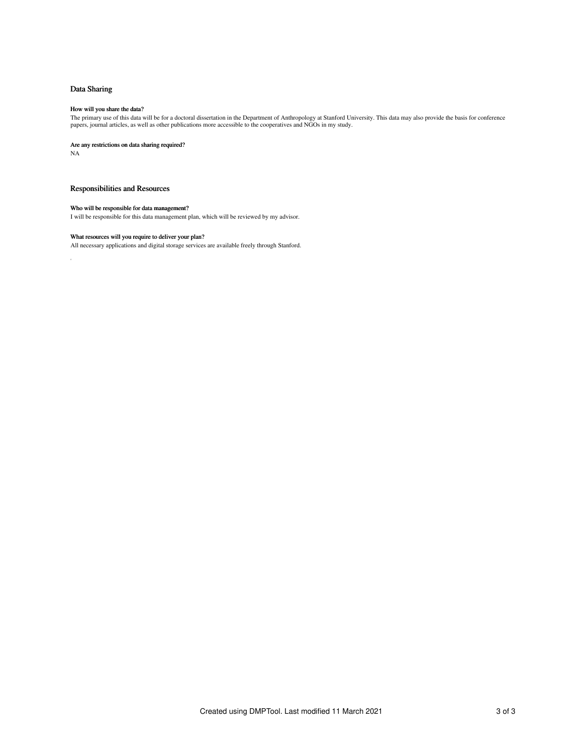## Data Sharing

### How will you share the data?

The primary use of this data will be for a doctoral dissertation in the Department of Anthropology at Stanford University. This data may also provide the basis for conference papers, journal articles, as well as other publications more accessible to the cooperatives and NGOs in my study.

### Are any restrictions on data sharing required?

NA

## Responsibilities and Resources

### Who will be responsible for data management?

I will be responsible for this data management plan, which will be reviewed by my advisor.

### What resources will you require to deliver your plan?

All necessary applications and digital storage services are available freely through Stanford.